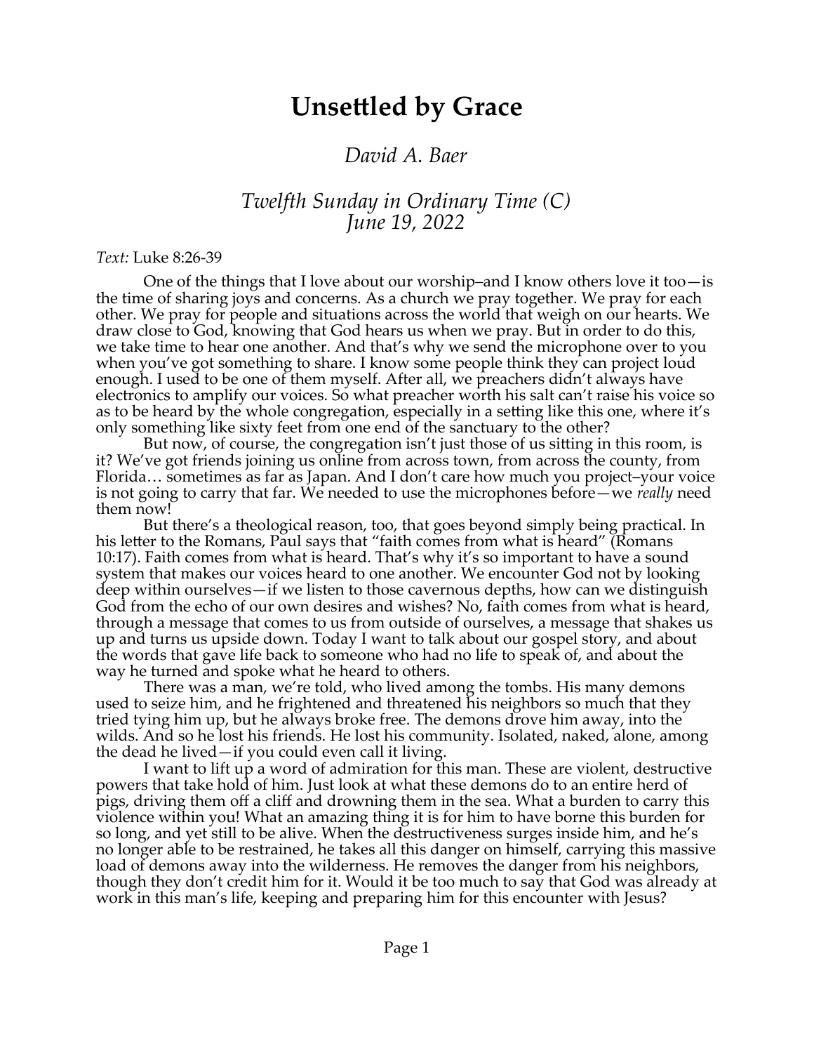# Unsettled by Grace

*David A. Baer*

*Twelfth Sunday in Ordinary Time (C)*
*June 19, 2022*

*Text:* Luke 8:26-39

One of the things that I love about our worship–and I know others love it too—is the time of sharing joys and concerns. As a church we pray together. We pray for each other. We pray for people and situations across the world that weigh on our hearts. We draw close to God, knowing that God hears us when we pray. But in order to do this, we take time to hear one another. And that's why we send the microphone over to you when you've got something to share. I know some people think they can project loud enough. I used to be one of them myself. After all, we preachers didn't always have electronics to amplify our voices. So what preacher worth his salt can't raise his voice so as to be heard by the whole congregation, especially in a setting like this one, where it's only something like sixty feet from one end of the sanctuary to the other?

But now, of course, the congregation isn't just those of us sitting in this room, is it? We've got friends joining us online from across town, from across the county, from Florida… sometimes as far as Japan. And I don't care how much you project–your voice is not going to carry that far. We needed to use the microphones before—we *really* need them now!

But there's a theological reason, too, that goes beyond simply being practical. In his letter to the Romans, Paul says that "faith comes from what is heard" (Romans 10:17). Faith comes from what is heard. That's why it's so important to have a sound system that makes our voices heard to one another. We encounter God not by looking deep within ourselves—if we listen to those cavernous depths, how can we distinguish God from the echo of our own desires and wishes? No, faith comes from what is heard, through a message that comes to us from outside of ourselves, a message that shakes us up and turns us upside down. Today I want to talk about our gospel story, and about the words that gave life back to someone who had no life to speak of, and about the way he turned and spoke what he heard to others.

There was a man, we're told, who lived among the tombs. His many demons used to seize him, and he frightened and threatened his neighbors so much that they tried tying him up, but he always broke free. The demons drove him away, into the wilds. And so he lost his friends. He lost his community. Isolated, naked, alone, among the dead he lived—if you could even call it living.

I want to lift up a word of admiration for this man. These are violent, destructive powers that take hold of him. Just look at what these demons do to an entire herd of pigs, driving them off a cliff and drowning them in the sea. What a burden to carry this violence within you! What an amazing thing it is for him to have borne this burden for so long, and yet still to be alive. When the destructiveness surges inside him, and he's no longer able to be restrained, he takes all this danger on himself, carrying this massive load of demons away into the wilderness. He removes the danger from his neighbors, though they don't credit him for it. Would it be too much to say that God was already at work in this man's life, keeping and preparing him for this encounter with Jesus?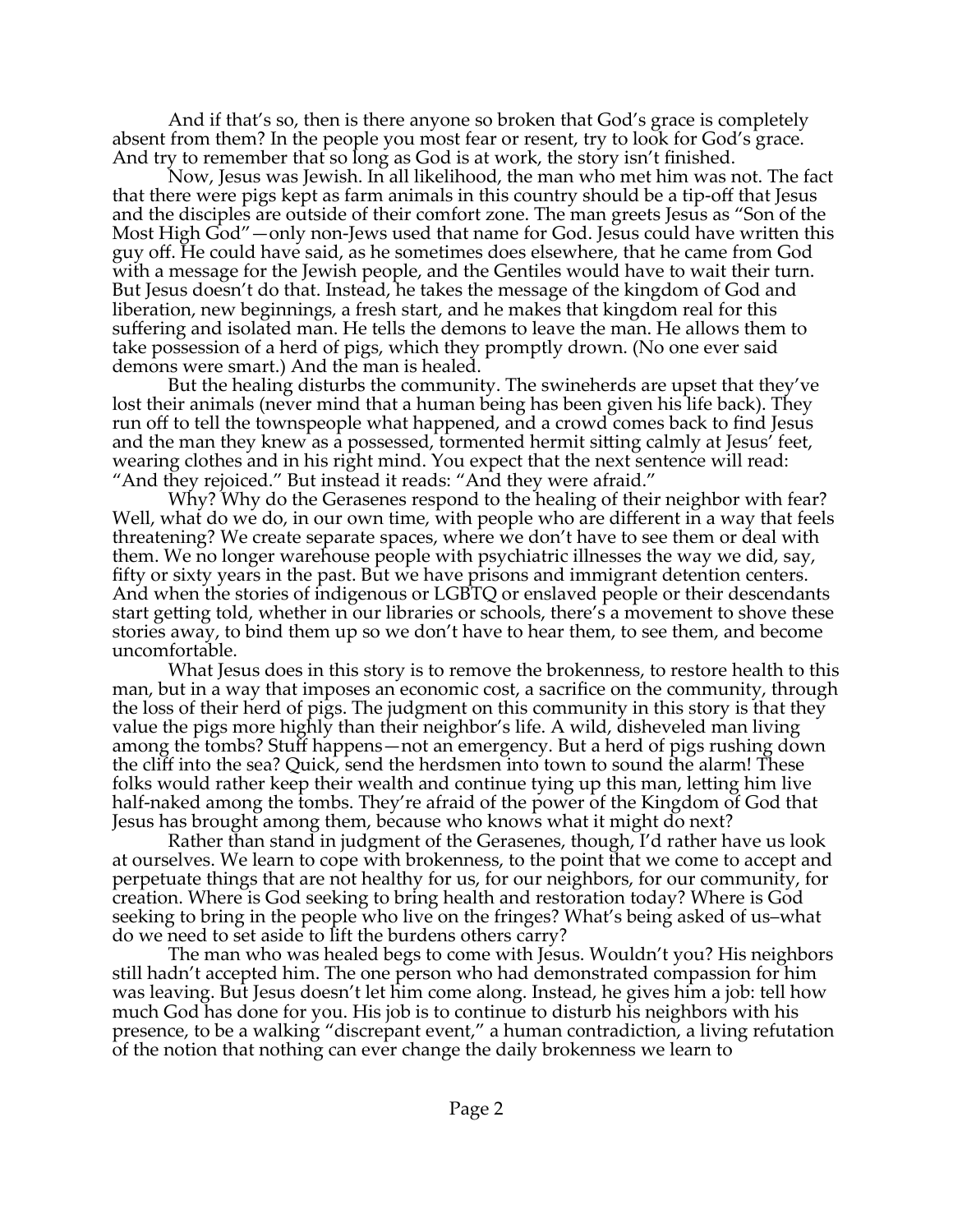And if that's so, then is there anyone so broken that God's grace is completely absent from them? In the people you most fear or resent, try to look for God's grace. And try to remember that so long as God is at work, the story isn't finished.

Now, Jesus was Jewish. In all likelihood, the man who met him was not. The fact that there were pigs kept as farm animals in this country should be a tip-off that Jesus and the disciples are outside of their comfort zone. The man greets Jesus as "Son of the Most High God"—only non-Jews used that name for God. Jesus could have written this guy off. He could have said, as he sometimes does elsewhere, that he came from God with a message for the Jewish people, and the Gentiles would have to wait their turn. But Jesus doesn't do that. Instead, he takes the message of the kingdom of God and liberation, new beginnings, a fresh start, and he makes that kingdom real for this suffering and isolated man. He tells the demons to leave the man. He allows them to take possession of a herd of pigs, which they promptly drown. (No one ever said demons were smart.) And the man is healed.

But the healing disturbs the community. The swineherds are upset that they've lost their animals (never mind that a human being has been given his life back). They run off to tell the townspeople what happened, and a crowd comes back to find Jesus and the man they knew as a possessed, tormented hermit sitting calmly at Jesus' feet, wearing clothes and in his right mind. You expect that the next sentence will read: "And they rejoiced." But instead it reads: "And they were afraid."

Why? Why do the Gerasenes respond to the healing of their neighbor with fear? Well, what do we do, in our own time, with people who are different in a way that feels threatening? We create separate spaces, where we don't have to see them or deal with them. We no longer warehouse people with psychiatric illnesses the way we did, say, fifty or sixty years in the past. But we have prisons and immigrant detention centers. And when the stories of indigenous or LGBTQ or enslaved people or their descendants start getting told, whether in our libraries or schools, there's a movement to shove these stories away, to bind them up so we don't have to hear them, to see them, and become uncomfortable.

What Jesus does in this story is to remove the brokenness, to restore health to this man, but in a way that imposes an economic cost, a sacrifice on the community, through the loss of their herd of pigs. The judgment on this community in this story is that they value the pigs more highly than their neighbor's life. A wild, disheveled man living among the tombs? Stuff happens—not an emergency. But a herd of pigs rushing down the cliff into the sea? Quick, send the herdsmen into town to sound the alarm! These folks would rather keep their wealth and continue tying up this man, letting him live half-naked among the tombs. They're afraid of the power of the Kingdom of God that Jesus has brought among them, because who knows what it might do next?

Rather than stand in judgment of the Gerasenes, though, I'd rather have us look at ourselves. We learn to cope with brokenness, to the point that we come to accept and perpetuate things that are not healthy for us, for our neighbors, for our community, for creation. Where is God seeking to bring health and restoration today? Where is God seeking to bring in the people who live on the fringes? What's being asked of us–what do we need to set aside to lift the burdens others carry?

The man who was healed begs to come with Jesus. Wouldn't you? His neighbors still hadn't accepted him. The one person who had demonstrated compassion for him was leaving. But Jesus doesn't let him come along. Instead, he gives him a job: tell how much God has done for you. His job is to continue to disturb his neighbors with his presence, to be a walking "discrepant event," a human contradiction, a living refutation of the notion that nothing can ever change the daily brokenness we learn to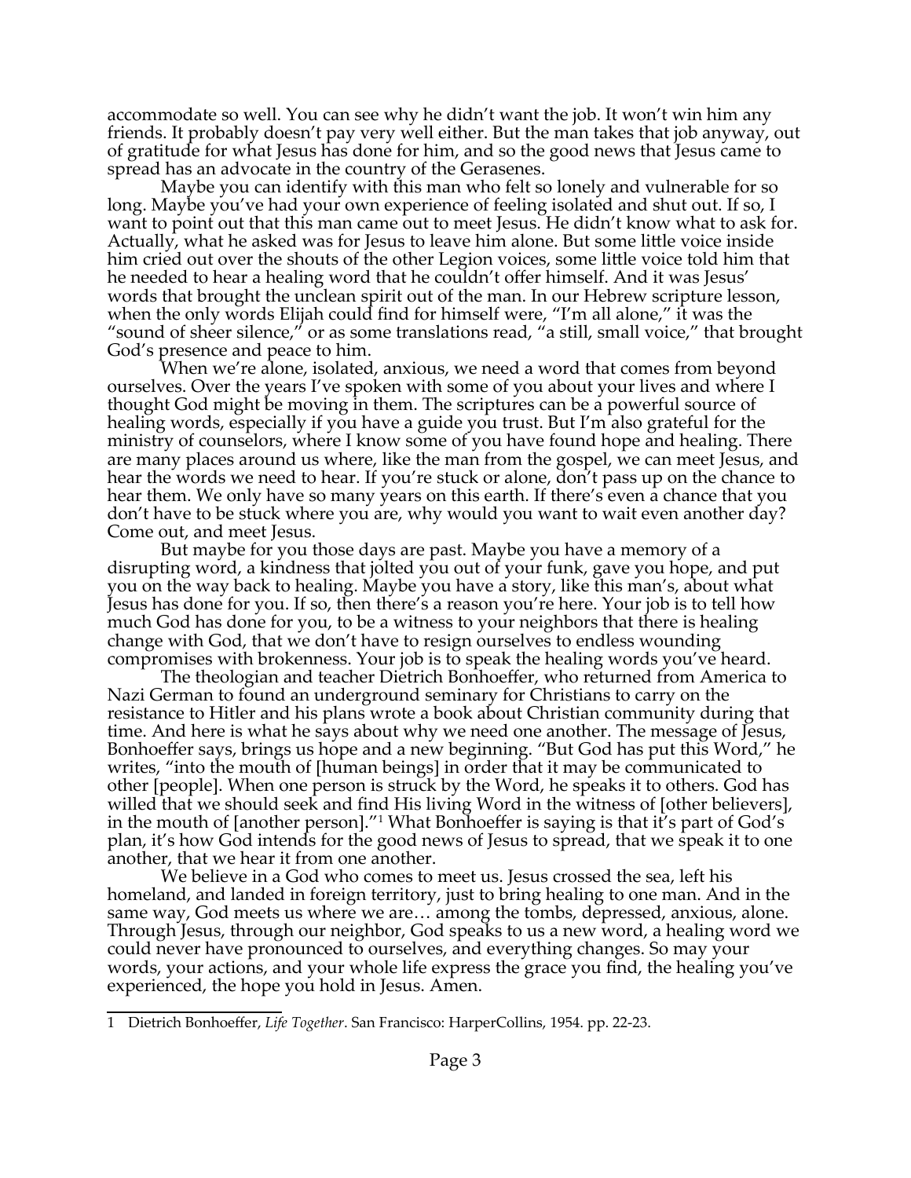accommodate so well. You can see why he didn't want the job. It won't win him any friends. It probably doesn't pay very well either. But the man takes that job anyway, out of gratitude for what Jesus has done for him, and so the good news that Jesus came to spread has an advocate in the country of the Gerasenes.

Maybe you can identify with this man who felt so lonely and vulnerable for so long. Maybe you've had your own experience of feeling isolated and shut out. If so, I want to point out that this man came out to meet Jesus. He didn't know what to ask for. Actually, what he asked was for Jesus to leave him alone. But some little voice inside him cried out over the shouts of the other Legion voices, some little voice told him that he needed to hear a healing word that he couldn't offer himself. And it was Jesus' words that brought the unclean spirit out of the man. In our Hebrew scripture lesson, when the only words Elijah could find for himself were, "I'm all alone," it was the "sound of sheer silence," or as some translations read, "a still, small voice," that brought God's presence and peace to him.

When we're alone, isolated, anxious, we need a word that comes from beyond ourselves. Over the years I've spoken with some of you about your lives and where I thought God might be moving in them. The scriptures can be a powerful source of healing words, especially if you have a guide you trust. But I'm also grateful for the ministry of counselors, where I know some of you have found hope and healing. There are many places around us where, like the man from the gospel, we can meet Jesus, and hear the words we need to hear. If you're stuck or alone, don't pass up on the chance to hear them. We only have so many years on this earth. If there's even a chance that you don't have to be stuck where you are, why would you want to wait even another day? Come out, and meet Jesus.

But maybe for you those days are past. Maybe you have a memory of a disrupting word, a kindness that jolted you out of your funk, gave you hope, and put you on the way back to healing. Maybe you have a story, like this man's, about what Jesus has done for you. If so, then there's a reason you're here. Your job is to tell how much God has done for you, to be a witness to your neighbors that there is healing change with God, that we don't have to resign ourselves to endless wounding compromises with brokenness. Your job is to speak the healing words you've heard.

The theologian and teacher Dietrich Bonhoeffer, who returned from America to Nazi German to found an underground seminary for Christians to carry on the resistance to Hitler and his plans wrote a book about Christian community during that time. And here is what he says about why we need one another. The message of Jesus, Bonhoeffer says, brings us hope and a new beginning. "But God has put this Word," he writes, "into the mouth of [human beings] in order that it may be communicated to other [people]. When one person is struck by the Word, he speaks it to others. God has willed that we should seek and find His living Word in the witness of [other believers], in the mouth of [another person]."[1] What Bonhoeffer is saying is that it's part of God's plan, it's how God intends for the good news of Jesus to spread, that we speak it to one another, that we hear it from one another.

We believe in a God who comes to meet us. Jesus crossed the sea, left his homeland, and landed in foreign territory, just to bring healing to one man. And in the same way, God meets us where we are… among the tombs, depressed, anxious, alone. Through Jesus, through our neighbor, God speaks to us a new word, a healing word we could never have pronounced to ourselves, and everything changes. So may your words, your actions, and your whole life express the grace you find, the healing you've experienced, the hope you hold in Jesus. Amen.

---

1 Dietrich Bonhoeffer, *Life Together*. San Francisco: HarperCollins, 1954. pp. 22-23.